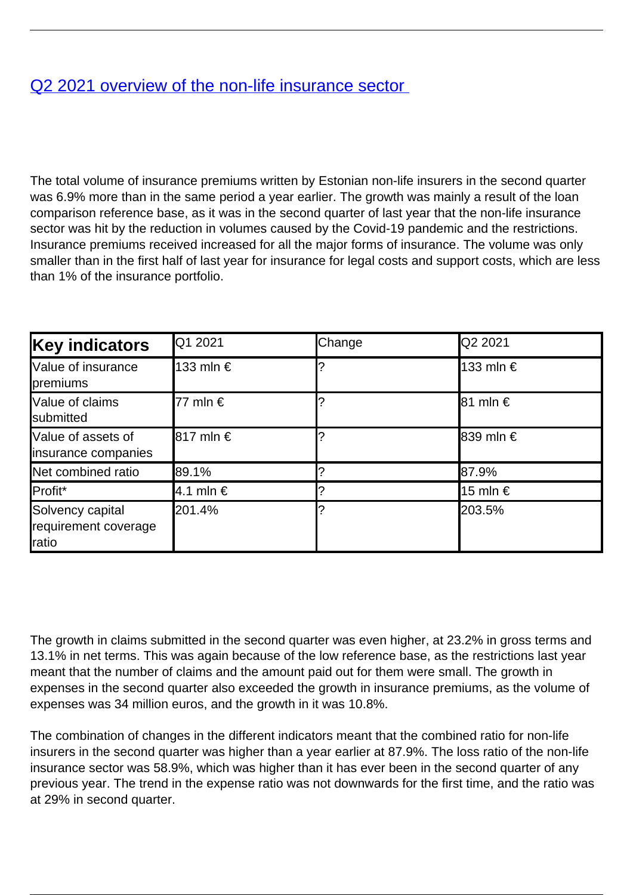# [Q2 2021 overview of the non-life insurance sector](#)

The total volume of insurance premiums written by Estonian non-life insurers in the second quarter was 6.9% more than in the same period a year earlier. The growth was mainly a result of the loan comparison reference base, as it was in the second quarter of last year that the non-life insurance sector was hit by the reduction in volumes caused by the Covid-19 pandemic and the restrictions. Insurance premiums received increased for all the major forms of insurance. The volume was only smaller than in the first half of last year for insurance for legal costs and support costs, which are less than 1% of the insurance portfolio.

| **Key indicators** | Q1 2021 | Change | Q2 2021 |
|---|---|---|---|
| Value of insurance premiums | 133 mln € | ? | 133 mln € |
| Value of claims submitted | 77 mln € | ? | 81 mln € |
| Value of assets of insurance companies | 817 mln € | ? | 839 mln € |
| Net combined ratio | 89.1% | ? | 87.9% |
| Profit* | 4.1 mln € | ? | 15 mln € |
| Solvency capital requirement coverage ratio | 201.4% | ? | 203.5% |

The growth in claims submitted in the second quarter was even higher, at 23.2% in gross terms and 13.1% in net terms. This was again because of the low reference base, as the restrictions last year meant that the number of claims and the amount paid out for them were small. The growth in expenses in the second quarter also exceeded the growth in insurance premiums, as the volume of expenses was 34 million euros, and the growth in it was 10.8%.

The combination of changes in the different indicators meant that the combined ratio for non-life insurers in the second quarter was higher than a year earlier at 87.9%. The loss ratio of the non-life insurance sector was 58.9%, which was higher than it has ever been in the second quarter of any previous year. The trend in the expense ratio was not downwards for the first time, and the ratio was at 29% in second quarter.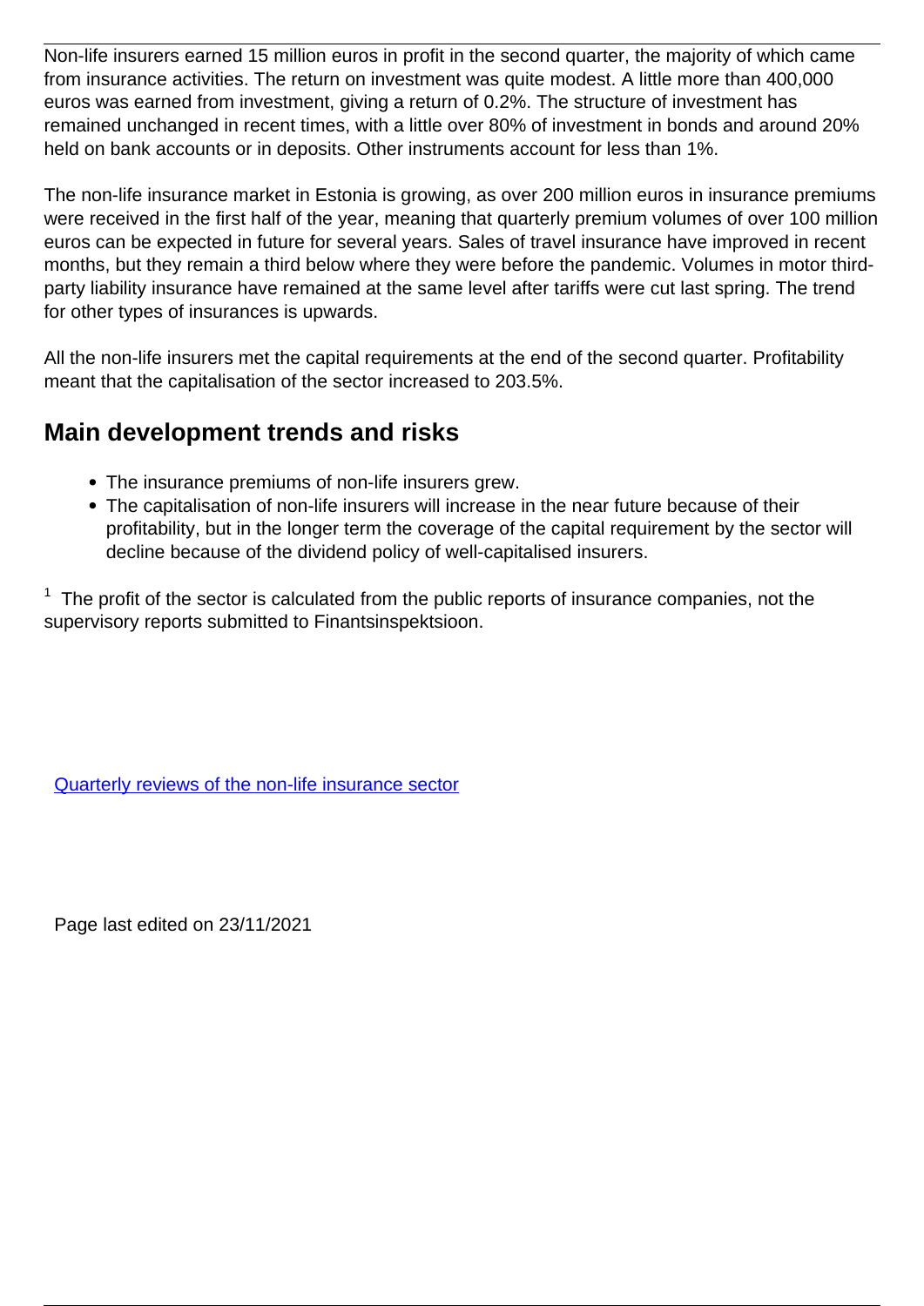Non-life insurers earned 15 million euros in profit in the second quarter, the majority of which came from insurance activities. The return on investment was quite modest. A little more than 400,000 euros was earned from investment, giving a return of 0.2%. The structure of investment has remained unchanged in recent times, with a little over 80% of investment in bonds and around 20% held on bank accounts or in deposits. Other instruments account for less than 1%.

The non-life insurance market in Estonia is growing, as over 200 million euros in insurance premiums were received in the first half of the year, meaning that quarterly premium volumes of over 100 million euros can be expected in future for several years. Sales of travel insurance have improved in recent months, but they remain a third below where they were before the pandemic. Volumes in motor third-party liability insurance have remained at the same level after tariffs were cut last spring. The trend for other types of insurances is upwards.

All the non-life insurers met the capital requirements at the end of the second quarter. Profitability meant that the capitalisation of the sector increased to 203.5%.

## Main development trends and risks

- The insurance premiums of non-life insurers grew.
- The capitalisation of non-life insurers will increase in the near future because of their profitability, but in the longer term the coverage of the capital requirement by the sector will decline because of the dividend policy of well-capitalised insurers.

[1] The profit of the sector is calculated from the public reports of insurance companies, not the supervisory reports submitted to Finantsinspektsioon.

Quarterly reviews of the non-life insurance sector

Page last edited on 23/11/2021